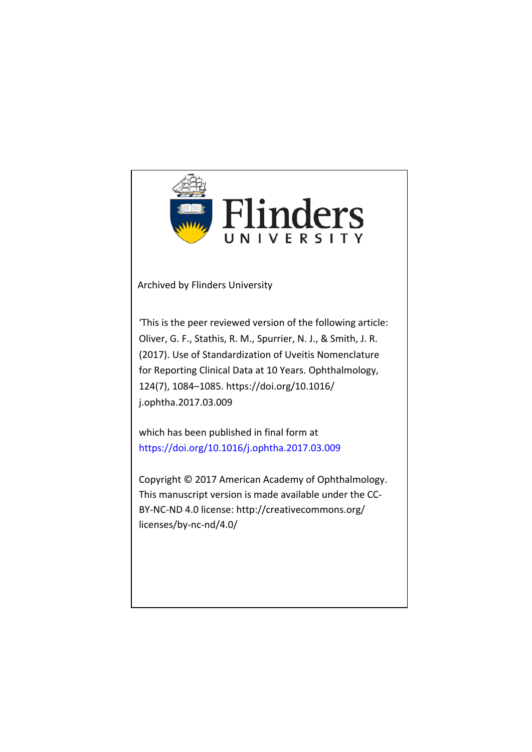Flinders UNIVERSITY

Archived by Flinders University

'This is the peer reviewed version of the following article: Oliver, G. F., Stathis, R. M., Spurrier, N. J., & Smith, J. R. (2017). Use of Standardization of Uveitis Nomenclature for Reporting Clinical Data at 10 Years. Ophthalmology, 124(7), 1084–1085. https://doi.org/10.1016/j.ophtha.2017.03.009

which has been published in final form at https://doi.org/10.1016/j.ophtha.2017.03.009

Copyright © 2017 American Academy of Ophthalmology. This manuscript version is made available under the CC-BY-NC-ND 4.0 license: http://creativecommons.org/licenses/by-nc-nd/4.0/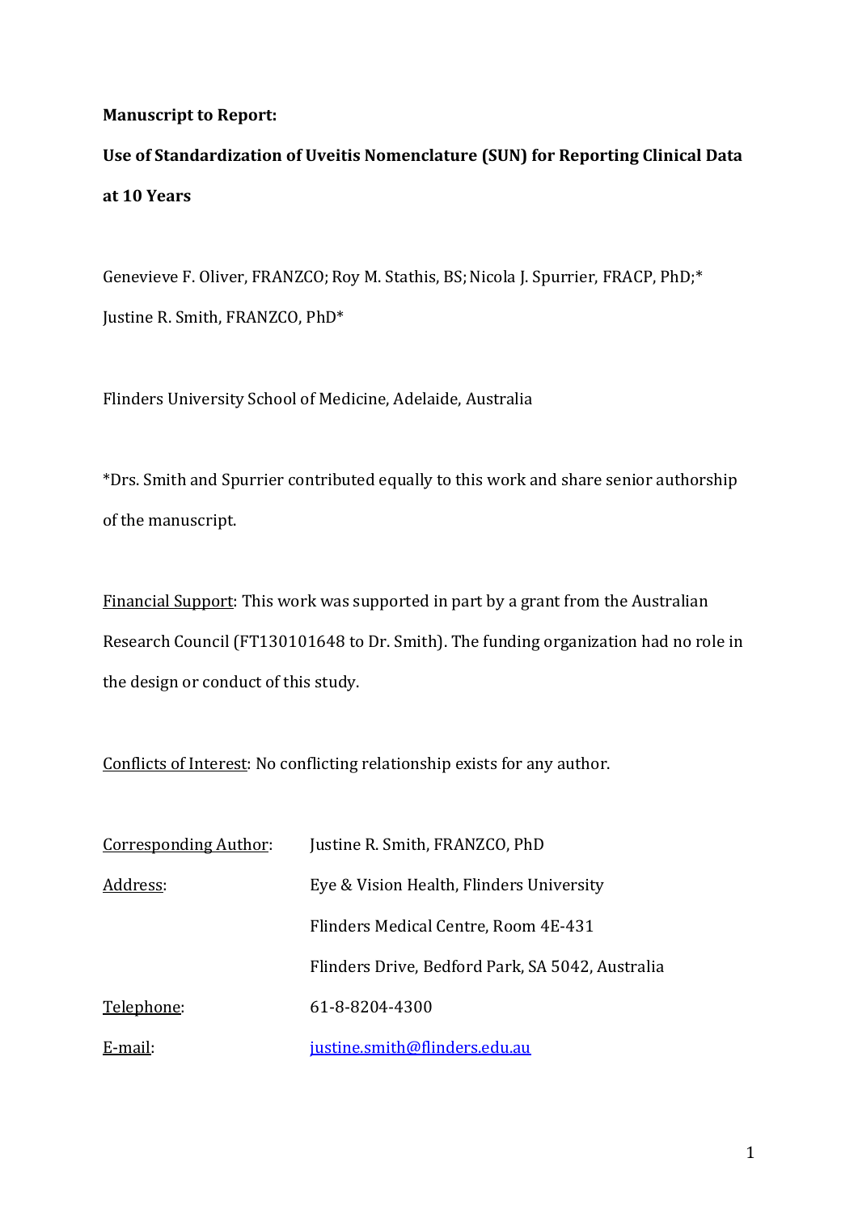**Manuscript to Report:**

**Use of Standardization of Uveitis Nomenclature (SUN) for Reporting Clinical Data at 10 Years**

Genevieve F. Oliver, FRANZCO; Roy M. Stathis, BS; Nicola J. Spurrier, FRACP, PhD;* Justine R. Smith, FRANZCO, PhD*

Flinders University School of Medicine, Adelaide, Australia

*Drs. Smith and Spurrier contributed equally to this work and share senior authorship of the manuscript.

<u>Financial Support</u>: This work was supported in part by a grant from the Australian Research Council (FT130101648 to Dr. Smith). The funding organization had no role in the design or conduct of this study.

<u>Conflicts of Interest</u>: No conflicting relationship exists for any author.

| | |
|---|---|
| <u>Corresponding Author</u>: | Justine R. Smith, FRANZCO, PhD |
| <u>Address</u>: | Eye & Vision Health, Flinders University |
| | Flinders Medical Centre, Room 4E-431 |
| | Flinders Drive, Bedford Park, SA 5042, Australia |
| <u>Telephone</u>: | 61-8-8204-4300 |
| <u>E-mail</u>: | justine.smith@flinders.edu.au |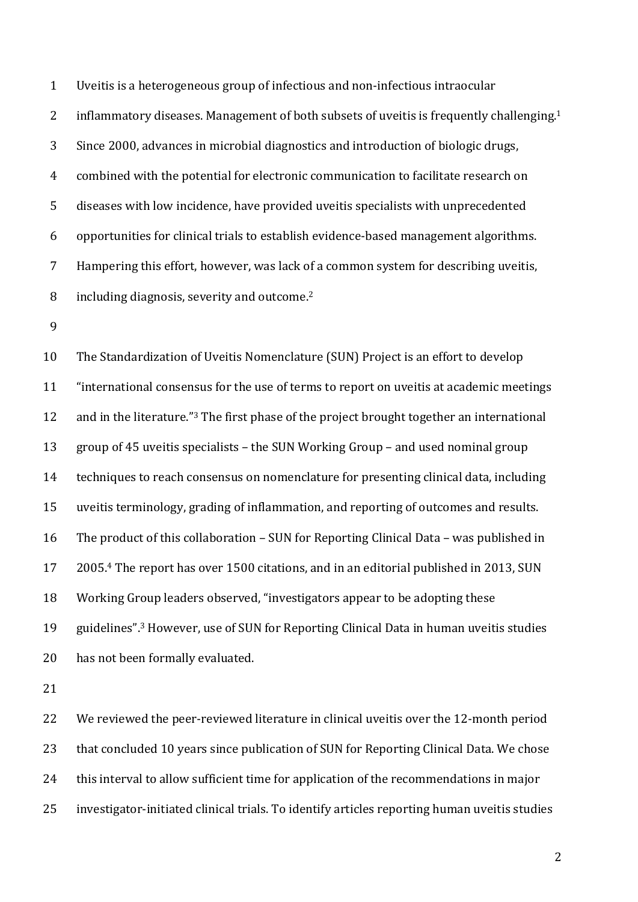Uveitis is a heterogeneous group of infectious and non-infectious intraocular inflammatory diseases. Management of both subsets of uveitis is frequently challenging.[1] Since 2000, advances in microbial diagnostics and introduction of biologic drugs, combined with the potential for electronic communication to facilitate research on diseases with low incidence, have provided uveitis specialists with unprecedented opportunities for clinical trials to establish evidence-based management algorithms. Hampering this effort, however, was lack of a common system for describing uveitis, including diagnosis, severity and outcome.[2]

The Standardization of Uveitis Nomenclature (SUN) Project is an effort to develop "international consensus for the use of terms to report on uveitis at academic meetings and in the literature."[3] The first phase of the project brought together an international group of 45 uveitis specialists – the SUN Working Group – and used nominal group techniques to reach consensus on nomenclature for presenting clinical data, including uveitis terminology, grading of inflammation, and reporting of outcomes and results. The product of this collaboration – SUN for Reporting Clinical Data – was published in 2005.[4] The report has over 1500 citations, and in an editorial published in 2013, SUN Working Group leaders observed, "investigators appear to be adopting these guidelines".[3] However, use of SUN for Reporting Clinical Data in human uveitis studies has not been formally evaluated.

We reviewed the peer-reviewed literature in clinical uveitis over the 12-month period that concluded 10 years since publication of SUN for Reporting Clinical Data. We chose this interval to allow sufficient time for application of the recommendations in major investigator-initiated clinical trials. To identify articles reporting human uveitis studies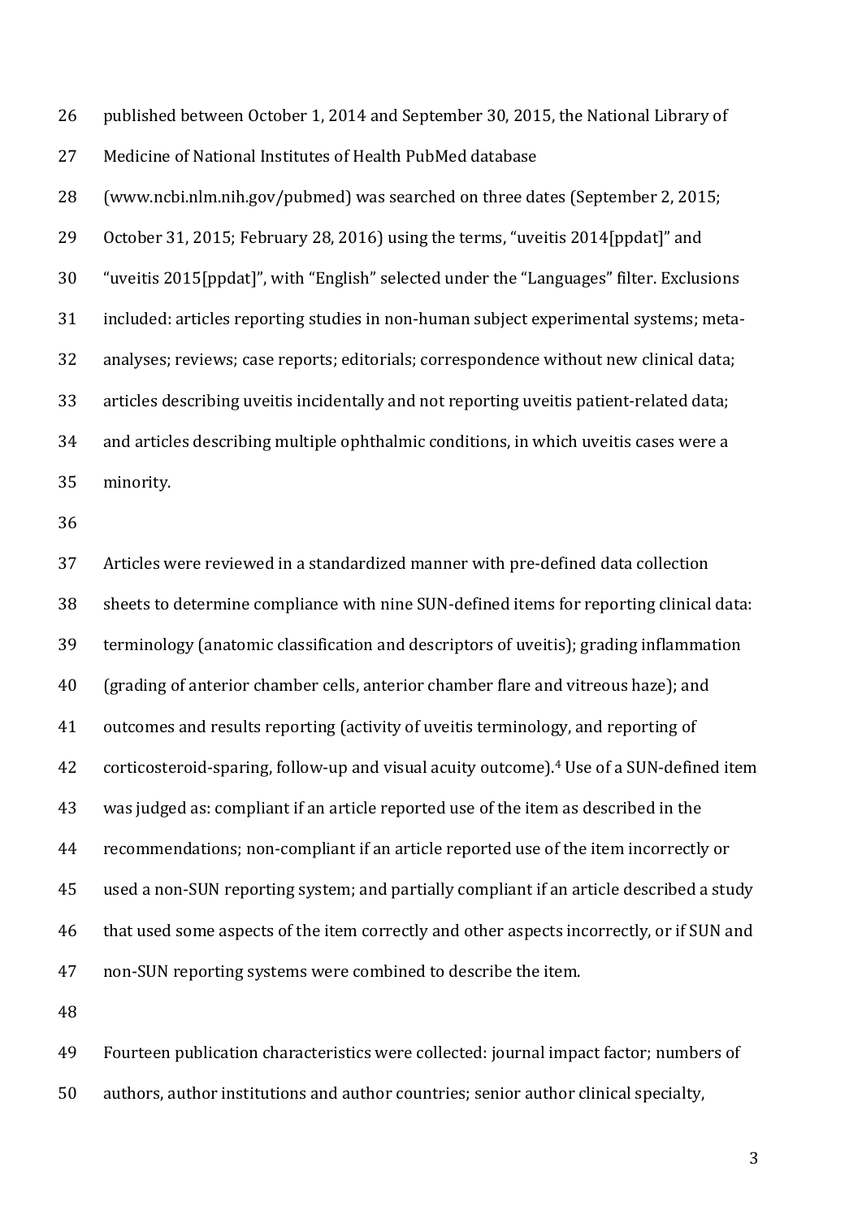published between October 1, 2014 and September 30, 2015, the National Library of Medicine of National Institutes of Health PubMed database (www.ncbi.nlm.nih.gov/pubmed) was searched on three dates (September 2, 2015; October 31, 2015; February 28, 2016) using the terms, "uveitis 2014[ppdat]" and "uveitis 2015[ppdat]", with "English" selected under the "Languages" filter. Exclusions included: articles reporting studies in non-human subject experimental systems; meta-analyses; reviews; case reports; editorials; correspondence without new clinical data; articles describing uveitis incidentally and not reporting uveitis patient-related data; and articles describing multiple ophthalmic conditions, in which uveitis cases were a minority.

Articles were reviewed in a standardized manner with pre-defined data collection sheets to determine compliance with nine SUN-defined items for reporting clinical data: terminology (anatomic classification and descriptors of uveitis); grading inflammation (grading of anterior chamber cells, anterior chamber flare and vitreous haze); and outcomes and results reporting (activity of uveitis terminology, and reporting of corticosteroid-sparing, follow-up and visual acuity outcome).[4] Use of a SUN-defined item was judged as: compliant if an article reported use of the item as described in the recommendations; non-compliant if an article reported use of the item incorrectly or used a non-SUN reporting system; and partially compliant if an article described a study that used some aspects of the item correctly and other aspects incorrectly, or if SUN and non-SUN reporting systems were combined to describe the item.

Fourteen publication characteristics were collected: journal impact factor; numbers of authors, author institutions and author countries; senior author clinical specialty,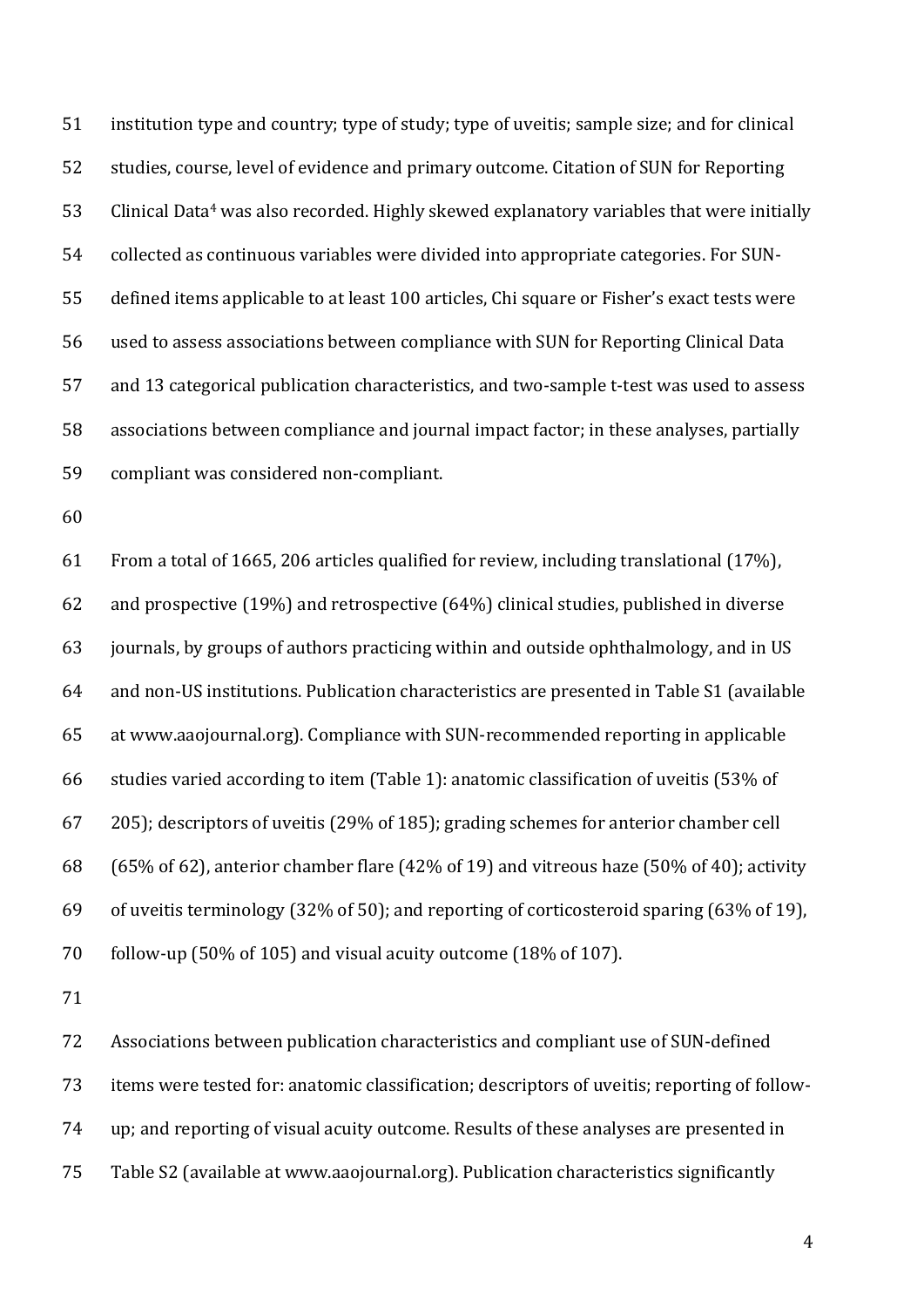institution type and country; type of study; type of uveitis; sample size; and for clinical studies, course, level of evidence and primary outcome. Citation of SUN for Reporting Clinical Data[4] was also recorded. Highly skewed explanatory variables that were initially collected as continuous variables were divided into appropriate categories. For SUN-defined items applicable to at least 100 articles, Chi square or Fisher's exact tests were used to assess associations between compliance with SUN for Reporting Clinical Data and 13 categorical publication characteristics, and two-sample t-test was used to assess associations between compliance and journal impact factor; in these analyses, partially compliant was considered non-compliant.

From a total of 1665, 206 articles qualified for review, including translational (17%), and prospective (19%) and retrospective (64%) clinical studies, published in diverse journals, by groups of authors practicing within and outside ophthalmology, and in US and non-US institutions. Publication characteristics are presented in Table S1 (available at www.aaojournal.org). Compliance with SUN-recommended reporting in applicable studies varied according to item (Table 1): anatomic classification of uveitis (53% of 205); descriptors of uveitis (29% of 185); grading schemes for anterior chamber cell (65% of 62), anterior chamber flare (42% of 19) and vitreous haze (50% of 40); activity of uveitis terminology (32% of 50); and reporting of corticosteroid sparing (63% of 19), follow-up (50% of 105) and visual acuity outcome (18% of 107).

Associations between publication characteristics and compliant use of SUN-defined items were tested for: anatomic classification; descriptors of uveitis; reporting of follow-up; and reporting of visual acuity outcome. Results of these analyses are presented in Table S2 (available at www.aaojournal.org). Publication characteristics significantly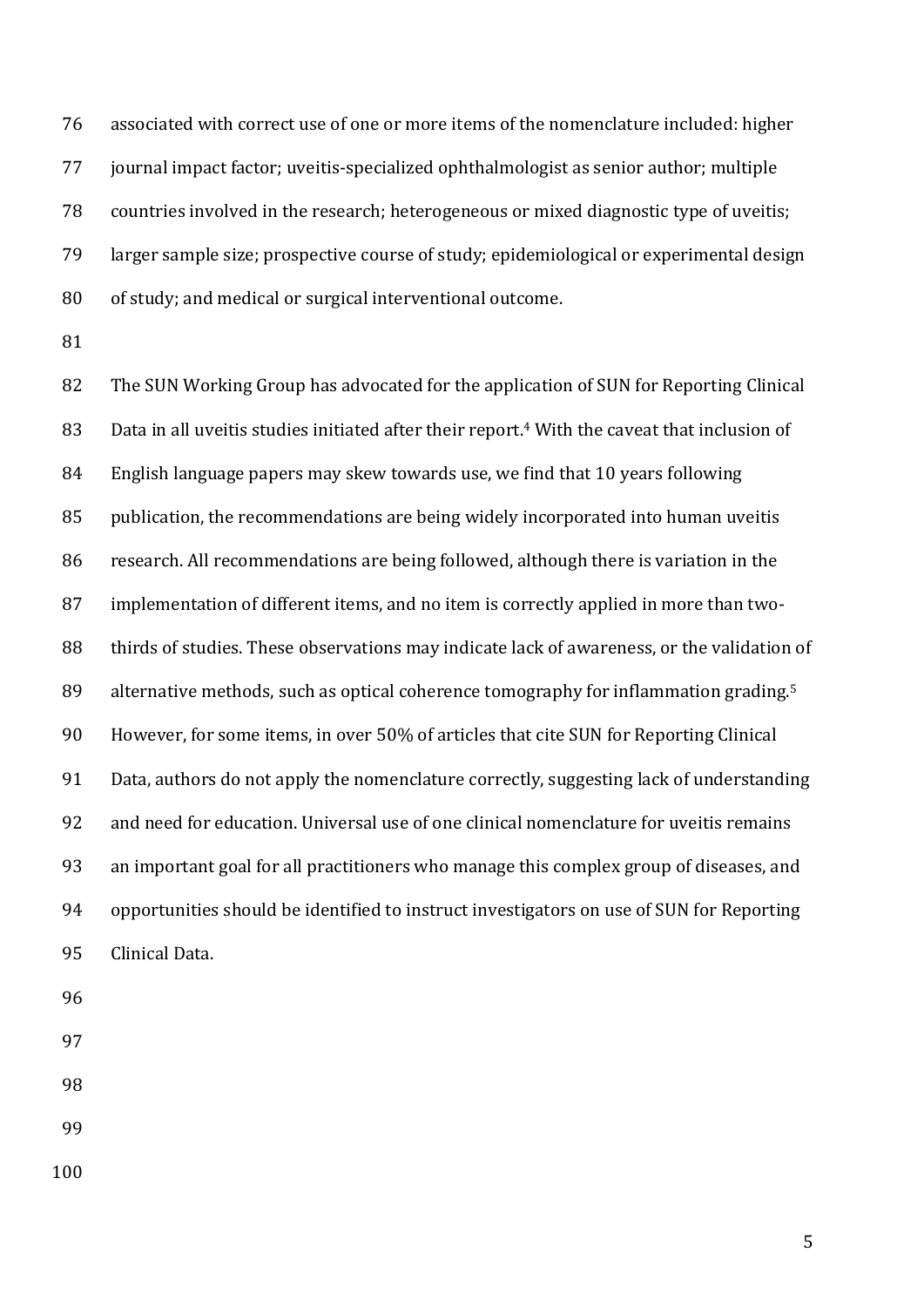associated with correct use of one or more items of the nomenclature included: higher journal impact factor; uveitis-specialized ophthalmologist as senior author; multiple countries involved in the research; heterogeneous or mixed diagnostic type of uveitis; larger sample size; prospective course of study; epidemiological or experimental design of study; and medical or surgical interventional outcome.

The SUN Working Group has advocated for the application of SUN for Reporting Clinical Data in all uveitis studies initiated after their report.[4] With the caveat that inclusion of English language papers may skew towards use, we find that 10 years following publication, the recommendations are being widely incorporated into human uveitis research. All recommendations are being followed, although there is variation in the implementation of different items, and no item is correctly applied in more than two-thirds of studies. These observations may indicate lack of awareness, or the validation of alternative methods, such as optical coherence tomography for inflammation grading.[5] However, for some items, in over 50% of articles that cite SUN for Reporting Clinical Data, authors do not apply the nomenclature correctly, suggesting lack of understanding and need for education. Universal use of one clinical nomenclature for uveitis remains an important goal for all practitioners who manage this complex group of diseases, and opportunities should be identified to instruct investigators on use of SUN for Reporting Clinical Data.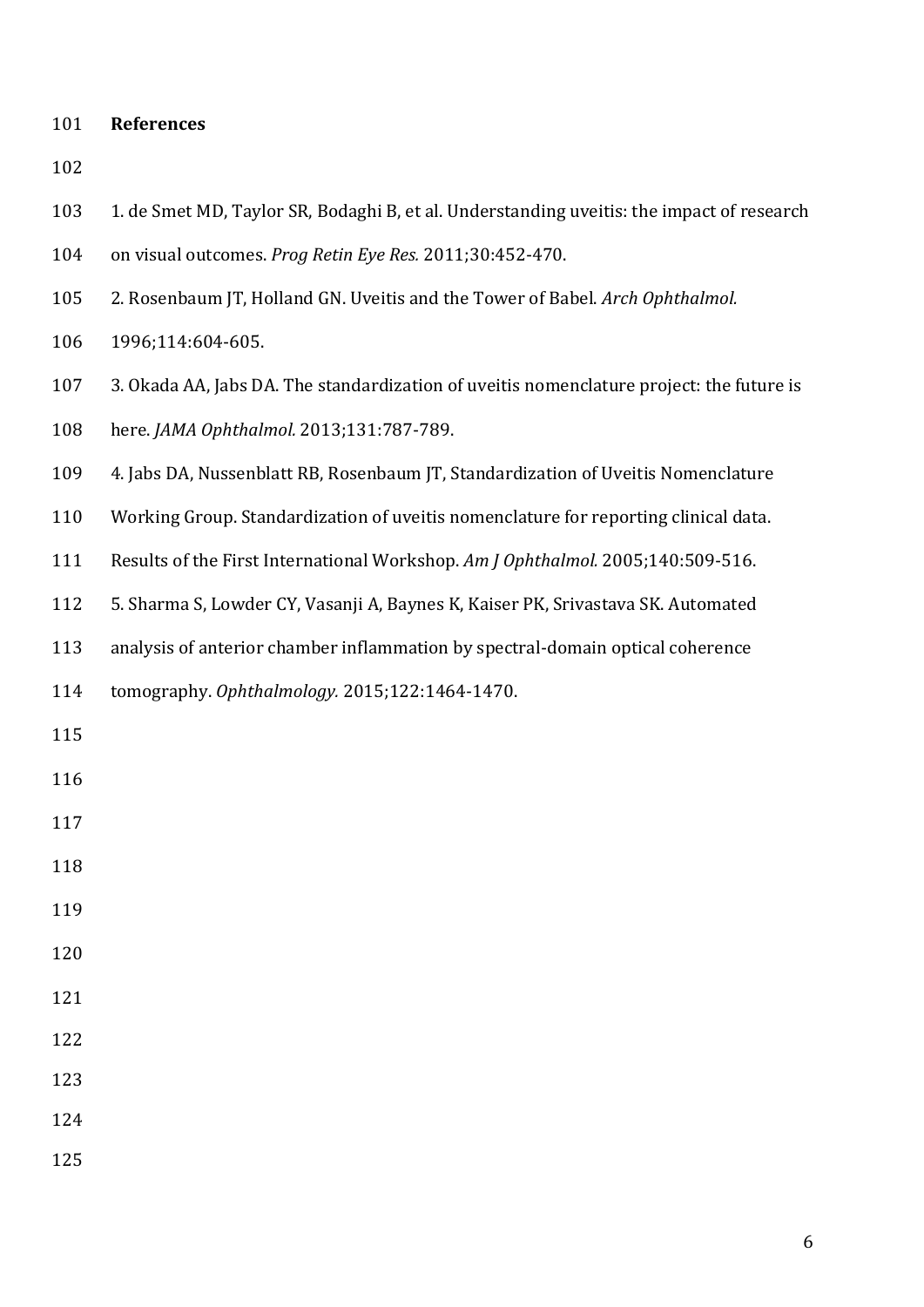## References

1. de Smet MD, Taylor SR, Bodaghi B, et al. Understanding uveitis: the impact of research on visual outcomes. *Prog Retin Eye Res.* 2011;30:452-470.
2. Rosenbaum JT, Holland GN. Uveitis and the Tower of Babel. *Arch Ophthalmol.* 1996;114:604-605.
3. Okada AA, Jabs DA. The standardization of uveitis nomenclature project: the future is here. *JAMA Ophthalmol.* 2013;131:787-789.
4. Jabs DA, Nussenblatt RB, Rosenbaum JT, Standardization of Uveitis Nomenclature Working Group. Standardization of uveitis nomenclature for reporting clinical data. Results of the First International Workshop. *Am J Ophthalmol.* 2005;140:509-516.
5. Sharma S, Lowder CY, Vasanji A, Baynes K, Kaiser PK, Srivastava SK. Automated analysis of anterior chamber inflammation by spectral-domain optical coherence tomography. *Ophthalmology.* 2015;122:1464-1470.